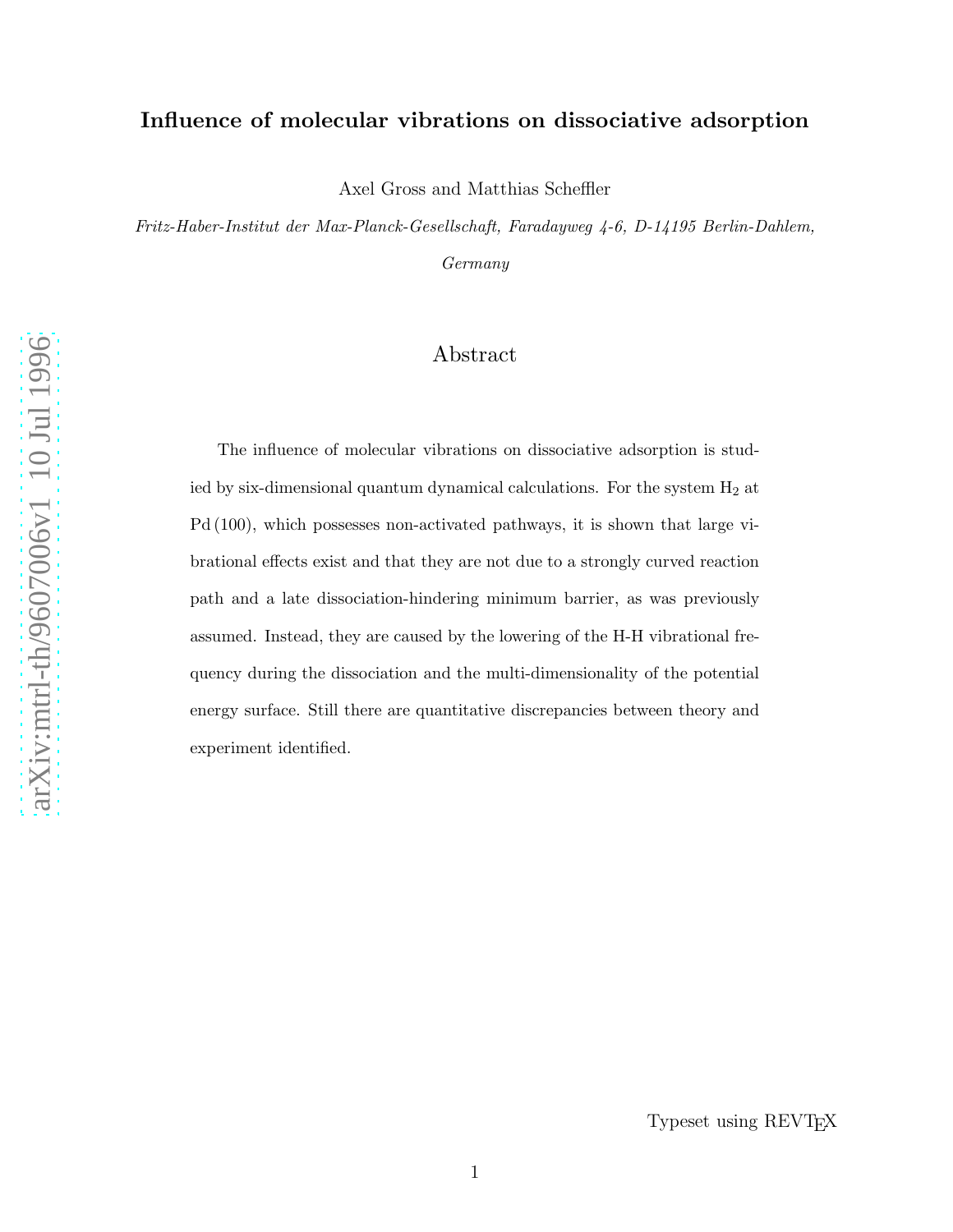# Influence of molecular vibrations on dissociative adsorption

Axel Gross and Matthias Scheffler

*Fritz-Haber-Institut der Max-Planck-Gesellschaft, Faradayweg 4-6, D-14195 Berlin-Dahlem, Germany*

## Abstract

The influence of molecular vibrations on dissociative adsorption is studied by six-dimensional quantum dynamical calculations. For the system $H_2$ at Pd (100), which possesses non-activated pathways, it is shown that large vibrational effects exist and that they are not due to a strongly curved reaction path and a late dissociation-hindering minimum barrier, as was previously assumed. Instead, they are caused by the lowering of the H-H vibrational frequency during the dissociation and the multi-dimensionality of the potential energy surface. Still there are quantitative discrepancies between theory and experiment identified.

Typeset using REVTEX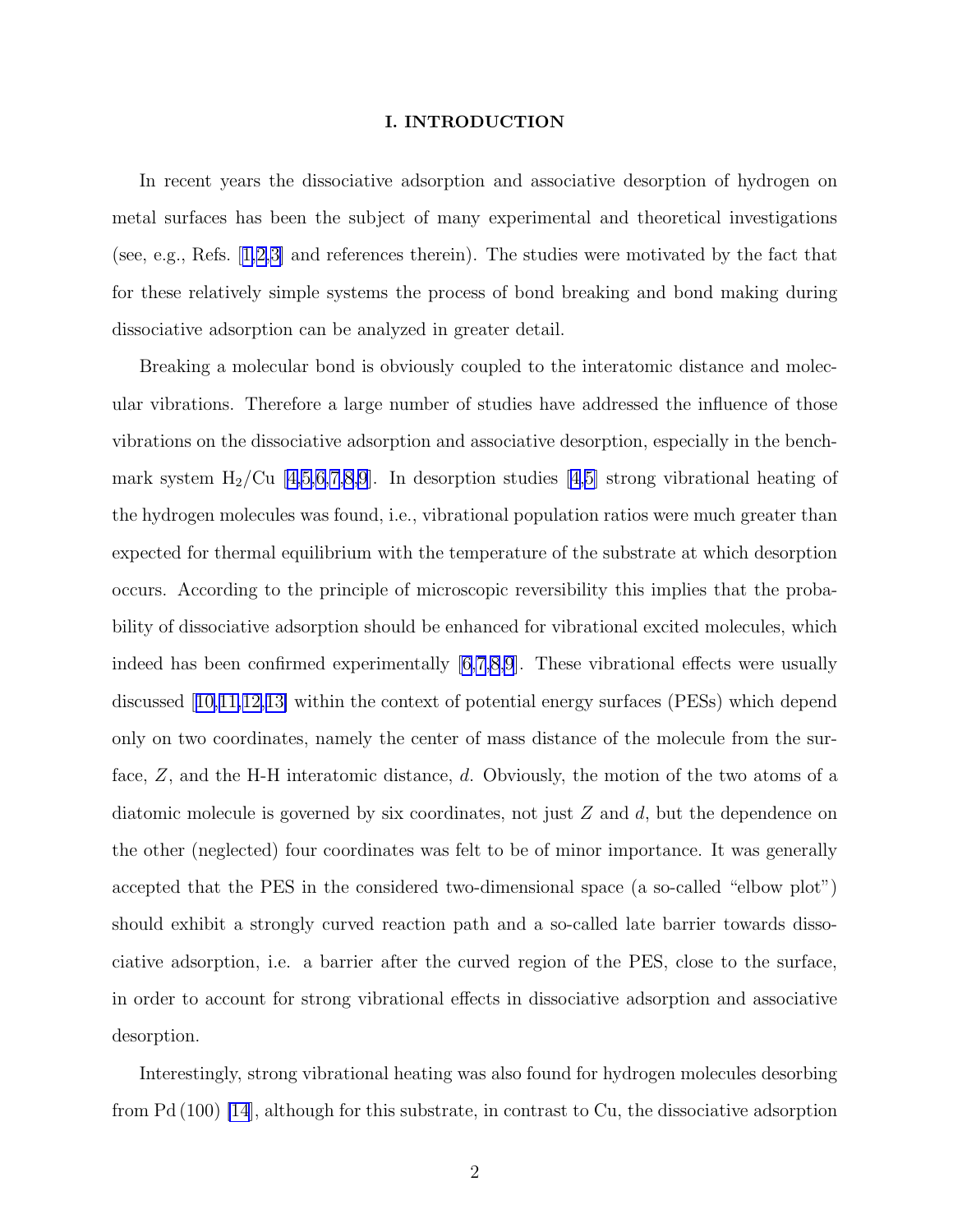## I. INTRODUCTION

In recent years the dissociative adsorption and associative desorption of hydrogen on metal surfaces has been the subject of many experimental and theoretical investigations (see, e.g., Refs. [1,2,3] and references therein). The studies were motivated by the fact that for these relatively simple systems the process of bond breaking and bond making during dissociative adsorption can be analyzed in greater detail.

Breaking a molecular bond is obviously coupled to the interatomic distance and molecular vibrations. Therefore a large number of studies have addressed the influence of those vibrations on the dissociative adsorption and associative desorption, especially in the benchmark system $H_2$/Cu [4,5,6,7,8,9]. In desorption studies [4,5] strong vibrational heating of the hydrogen molecules was found, i.e., vibrational population ratios were much greater than expected for thermal equilibrium with the temperature of the substrate at which desorption occurs. According to the principle of microscopic reversibility this implies that the probability of dissociative adsorption should be enhanced for vibrational excited molecules, which indeed has been confirmed experimentally [6,7,8,9]. These vibrational effects were usually discussed [10,11,12,13] within the context of potential energy surfaces (PESs) which depend only on two coordinates, namely the center of mass distance of the molecule from the surface, $Z$, and the H-H interatomic distance, $d$. Obviously, the motion of the two atoms of a diatomic molecule is governed by six coordinates, not just $Z$ and $d$, but the dependence on the other (neglected) four coordinates was felt to be of minor importance. It was generally accepted that the PES in the considered two-dimensional space (a so-called "elbow plot") should exhibit a strongly curved reaction path and a so-called late barrier towards dissociative adsorption, i.e. a barrier after the curved region of the PES, close to the surface, in order to account for strong vibrational effects in dissociative adsorption and associative desorption.

Interestingly, strong vibrational heating was also found for hydrogen molecules desorbing from Pd (100) [14], although for this substrate, in contrast to Cu, the dissociative adsorption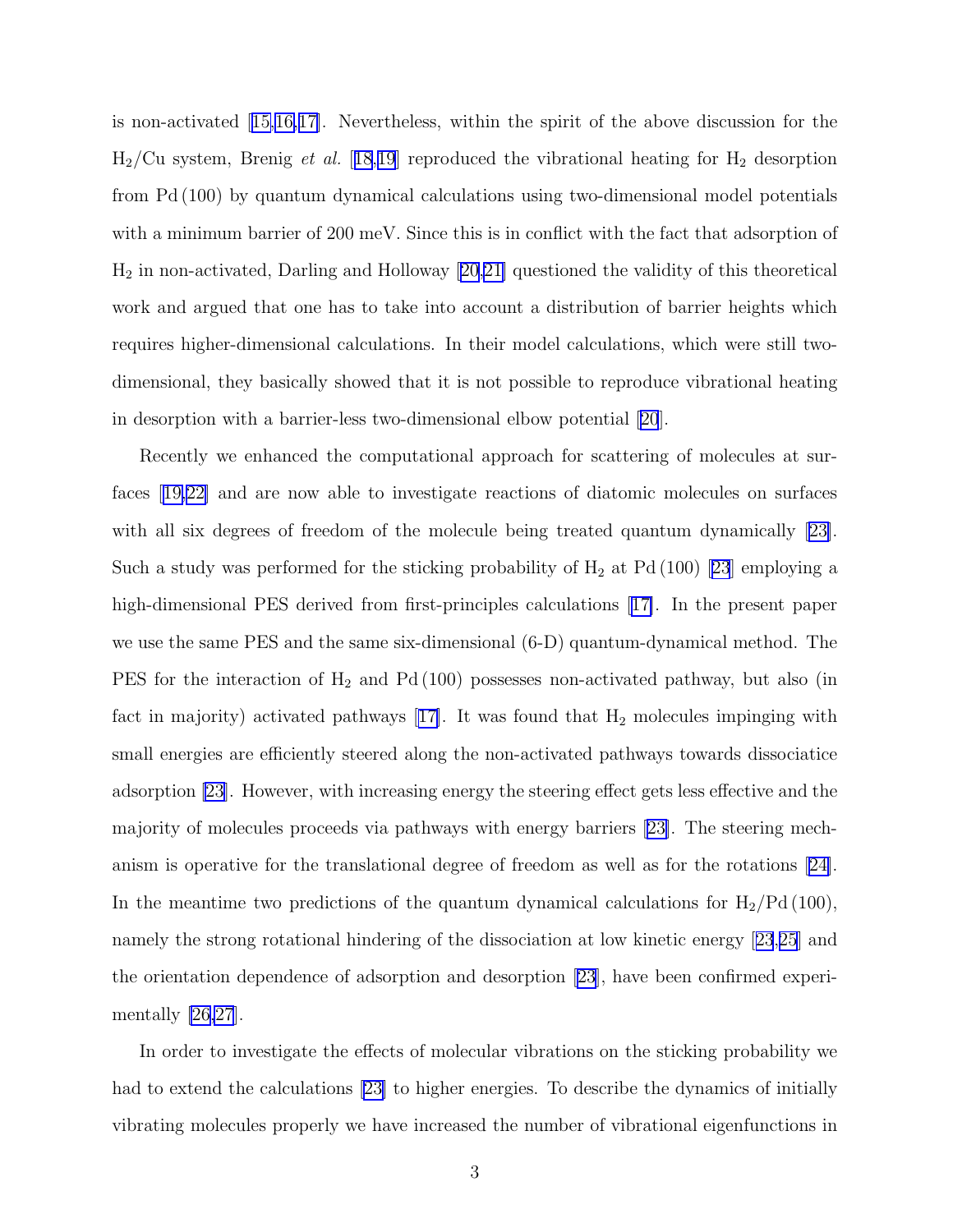is non-activated [15,16,17]. Nevertheless, within the spirit of the above discussion for the $H_2$/Cu system, Brenig *et al.* [18,19] reproduced the vibrational heating for $H_2$ desorption from Pd (100) by quantum dynamical calculations using two-dimensional model potentials with a minimum barrier of 200 meV. Since this is in conflict with the fact that adsorption of $H_2$ in non-activated, Darling and Holloway [20,21] questioned the validity of this theoretical work and argued that one has to take into account a distribution of barrier heights which requires higher-dimensional calculations. In their model calculations, which were still two-dimensional, they basically showed that it is not possible to reproduce vibrational heating in desorption with a barrier-less two-dimensional elbow potential [20].

Recently we enhanced the computational approach for scattering of molecules at surfaces [19,22] and are now able to investigate reactions of diatomic molecules on surfaces with all six degrees of freedom of the molecule being treated quantum dynamically [23]. Such a study was performed for the sticking probability of $H_2$ at Pd (100) [23] employing a high-dimensional PES derived from first-principles calculations [17]. In the present paper we use the same PES and the same six-dimensional (6-D) quantum-dynamical method. The PES for the interaction of $H_2$ and Pd (100) possesses non-activated pathway, but also (in fact in majority) activated pathways [17]. It was found that $H_2$ molecules impinging with small energies are efficiently steered along the non-activated pathways towards dissociatice adsorption [23]. However, with increasing energy the steering effect gets less effective and the majority of molecules proceeds via pathways with energy barriers [23]. The steering mechanism is operative for the translational degree of freedom as well as for the rotations [24]. In the meantime two predictions of the quantum dynamical calculations for $H_2$/Pd (100), namely the strong rotational hindering of the dissociation at low kinetic energy [23,25] and the orientation dependence of adsorption and desorption [23], have been confirmed experimentally [26,27].

In order to investigate the effects of molecular vibrations on the sticking probability we had to extend the calculations [23] to higher energies. To describe the dynamics of initially vibrating molecules properly we have increased the number of vibrational eigenfunctions in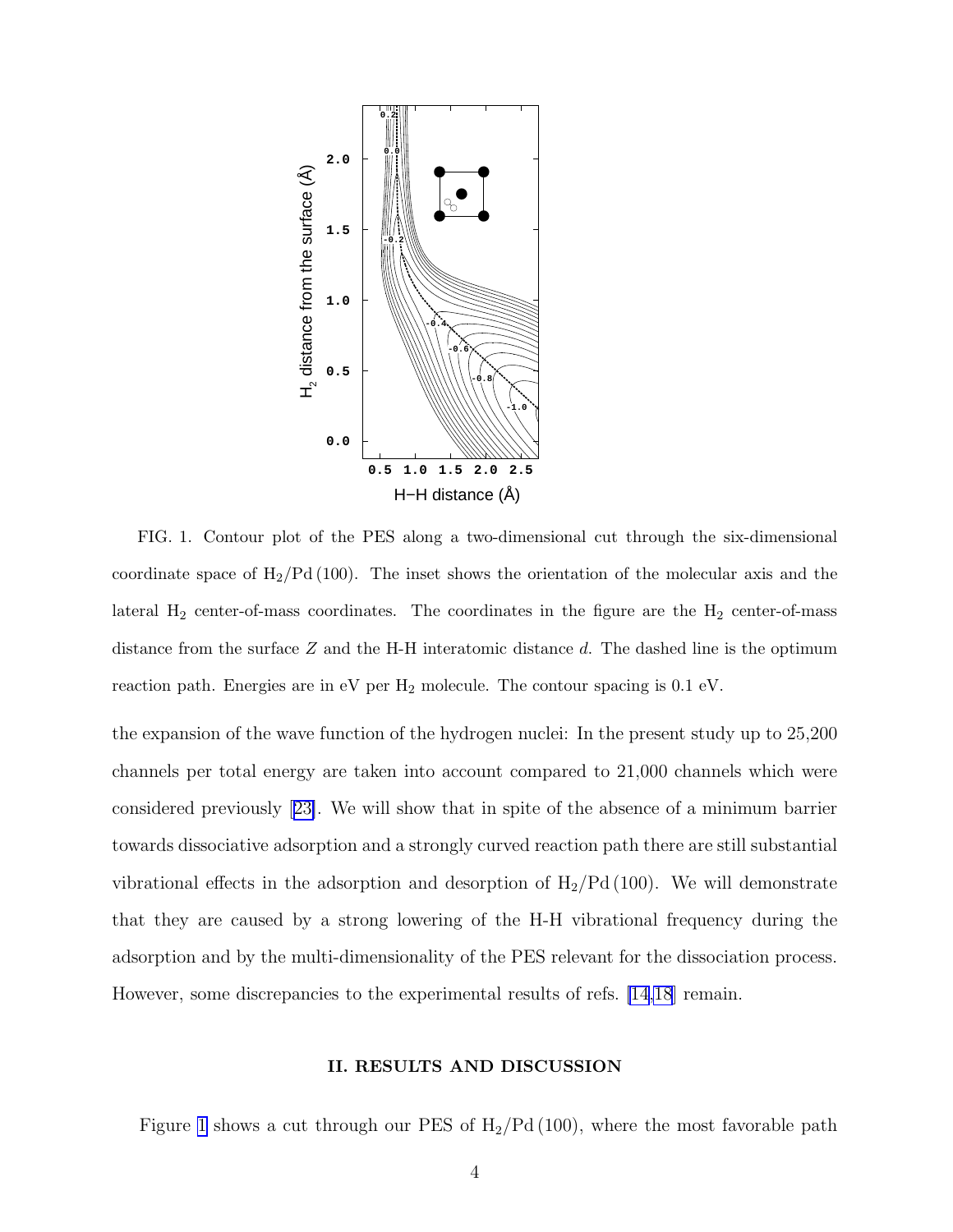FIG. 1. Contour plot of the PES along a two-dimensional cut through the six-dimensional coordinate space of $H_2$/Pd (100). The inset shows the orientation of the molecular axis and the lateral $H_2$ center-of-mass coordinates. The coordinates in the figure are the $H_2$ center-of-mass distance from the surface $Z$ and the H-H interatomic distance $d$. The dashed line is the optimum reaction path. Energies are in eV per $H_2$ molecule. The contour spacing is 0.1 eV.

the expansion of the wave function of the hydrogen nuclei: In the present study up to 25,200 channels per total energy are taken into account compared to 21,000 channels which were considered previously [23]. We will show that in spite of the absence of a minimum barrier towards dissociative adsorption and a strongly curved reaction path there are still substantial vibrational effects in the adsorption and desorption of $H_2$/Pd (100). We will demonstrate that they are caused by a strong lowering of the H-H vibrational frequency during the adsorption and by the multi-dimensionality of the PES relevant for the dissociation process. However, some discrepancies to the experimental results of refs. [14,18] remain.

## II. RESULTS AND DISCUSSION

Figure 1 shows a cut through our PES of $H_2$/Pd (100), where the most favorable path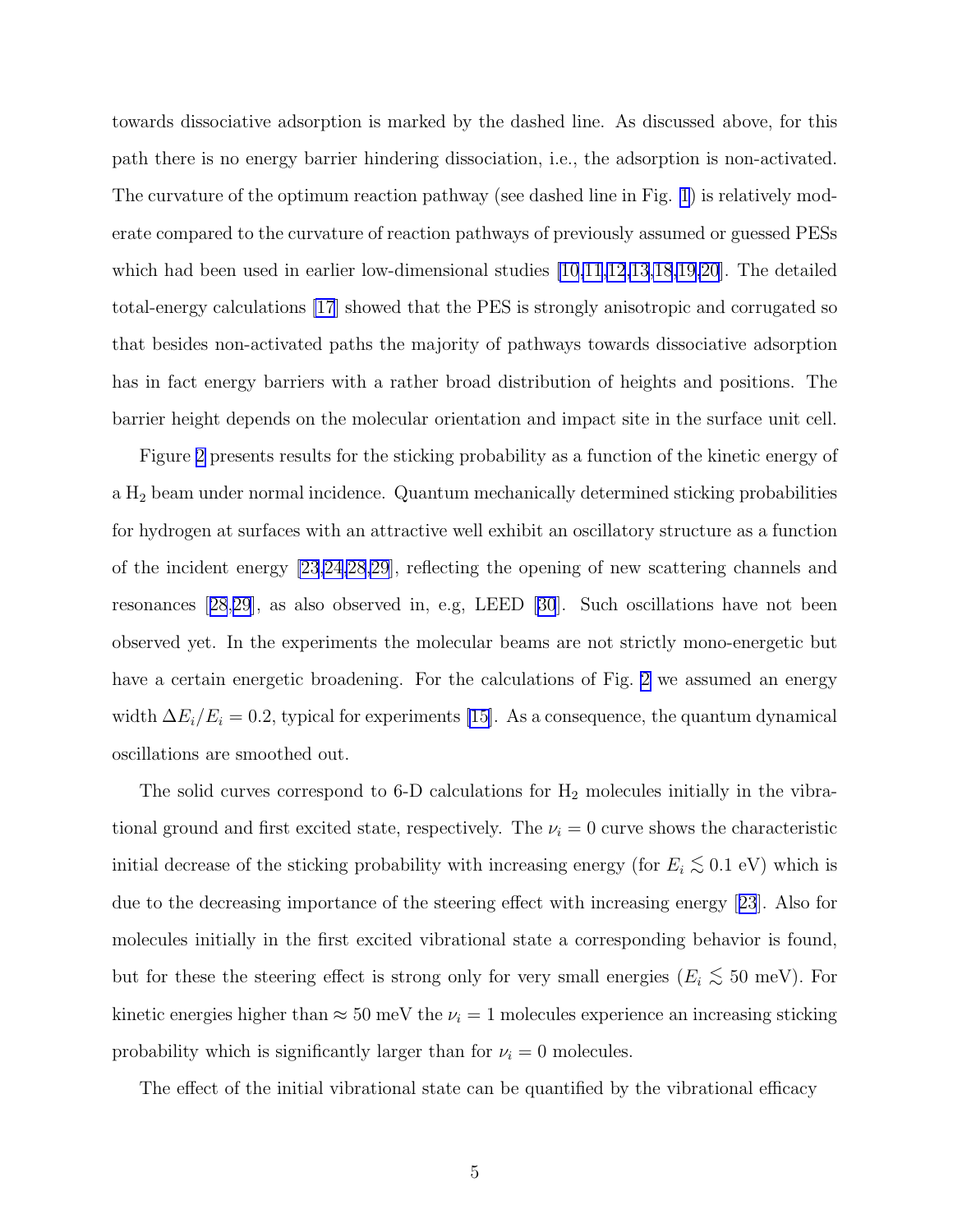towards dissociative adsorption is marked by the dashed line. As discussed above, for this path there is no energy barrier hindering dissociation, i.e., the adsorption is non-activated. The curvature of the optimum reaction pathway (see dashed line in Fig. 1) is relatively moderate compared to the curvature of reaction pathways of previously assumed or guessed PESs which had been used in earlier low-dimensional studies [10,11,12,13,18,19,20]. The detailed total-energy calculations [17] showed that the PES is strongly anisotropic and corrugated so that besides non-activated paths the majority of pathways towards dissociative adsorption has in fact energy barriers with a rather broad distribution of heights and positions. The barrier height depends on the molecular orientation and impact site in the surface unit cell.

Figure 2 presents results for the sticking probability as a function of the kinetic energy of a $H_2$ beam under normal incidence. Quantum mechanically determined sticking probabilities for hydrogen at surfaces with an attractive well exhibit an oscillatory structure as a function of the incident energy [23,24,28,29], reflecting the opening of new scattering channels and resonances [28,29], as also observed in, e.g, LEED [30]. Such oscillations have not been observed yet. In the experiments the molecular beams are not strictly mono-energetic but have a certain energetic broadening. For the calculations of Fig. 2 we assumed an energy width $\Delta E_i/E_i = 0.2$, typical for experiments [15]. As a consequence, the quantum dynamical oscillations are smoothed out.

The solid curves correspond to 6-D calculations for $H_2$ molecules initially in the vibrational ground and first excited state, respectively. The $\nu_i = 0$ curve shows the characteristic initial decrease of the sticking probability with increasing energy (for $E_i \lesssim 0.1$ eV) which is due to the decreasing importance of the steering effect with increasing energy [23]. Also for molecules initially in the first excited vibrational state a corresponding behavior is found, but for these the steering effect is strong only for very small energies ($E_i \lesssim 50$ meV). For kinetic energies higher than $\approx 50$ meV the $\nu_i = 1$ molecules experience an increasing sticking probability which is significantly larger than for $\nu_i = 0$ molecules.

The effect of the initial vibrational state can be quantified by the vibrational efficacy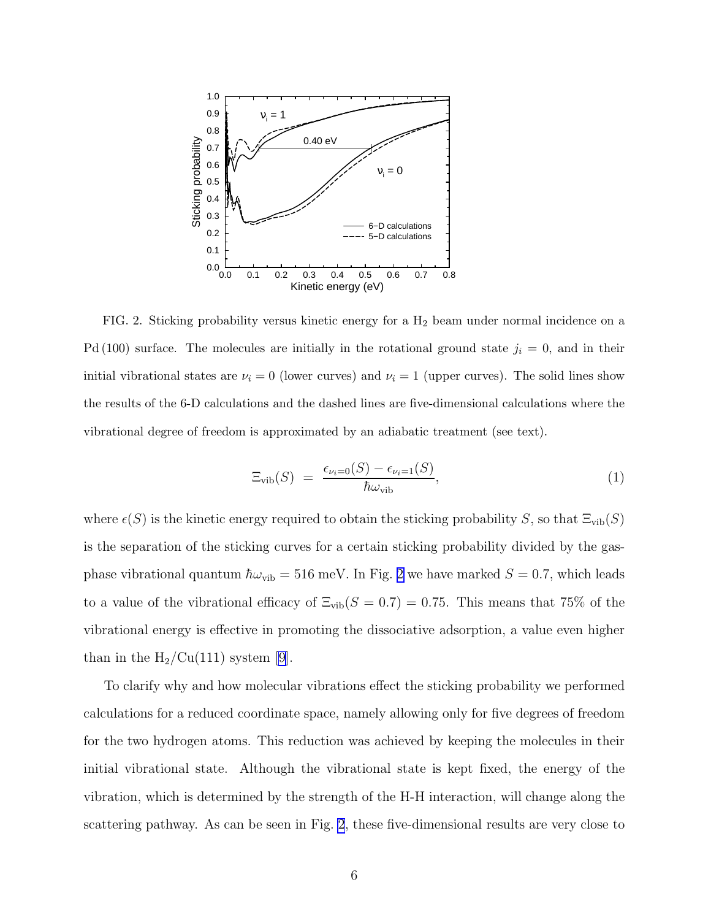FIG. 2. Sticking probability versus kinetic energy for a $H_2$ beam under normal incidence on a Pd (100) surface. The molecules are initially in the rotational ground state $j_i = 0$, and in their initial vibrational states are $\nu_i = 0$ (lower curves) and $\nu_i = 1$ (upper curves). The solid lines show the results of the 6-D calculations and the dashed lines are five-dimensional calculations where the vibrational degree of freedom is approximated by an adiabatic treatment (see text).

$$\Xi_{\text{vib}}(S) \;=\; \frac{\epsilon_{\nu_i=0}(S) - \epsilon_{\nu_i=1}(S)}{\hbar\omega_{\text{vib}}}, \tag{1}$$

where $\epsilon(S)$ is the kinetic energy required to obtain the sticking probability $S$, so that $\Xi_{\text{vib}}(S)$ is the separation of the sticking curves for a certain sticking probability divided by the gas-phase vibrational quantum $\hbar\omega_{\text{vib}} = 516$ meV. In Fig. 2 we have marked $S = 0.7$, which leads to a value of the vibrational efficacy of $\Xi_{\text{vib}}(S = 0.7) = 0.75$. This means that 75% of the vibrational energy is effective in promoting the dissociative adsorption, a value even higher than in the $H_2$/Cu(111) system [9].

To clarify why and how molecular vibrations effect the sticking probability we performed calculations for a reduced coordinate space, namely allowing only for five degrees of freedom for the two hydrogen atoms. This reduction was achieved by keeping the molecules in their initial vibrational state. Although the vibrational state is kept fixed, the energy of the vibration, which is determined by the strength of the H-H interaction, will change along the scattering pathway. As can be seen in Fig. 2, these five-dimensional results are very close to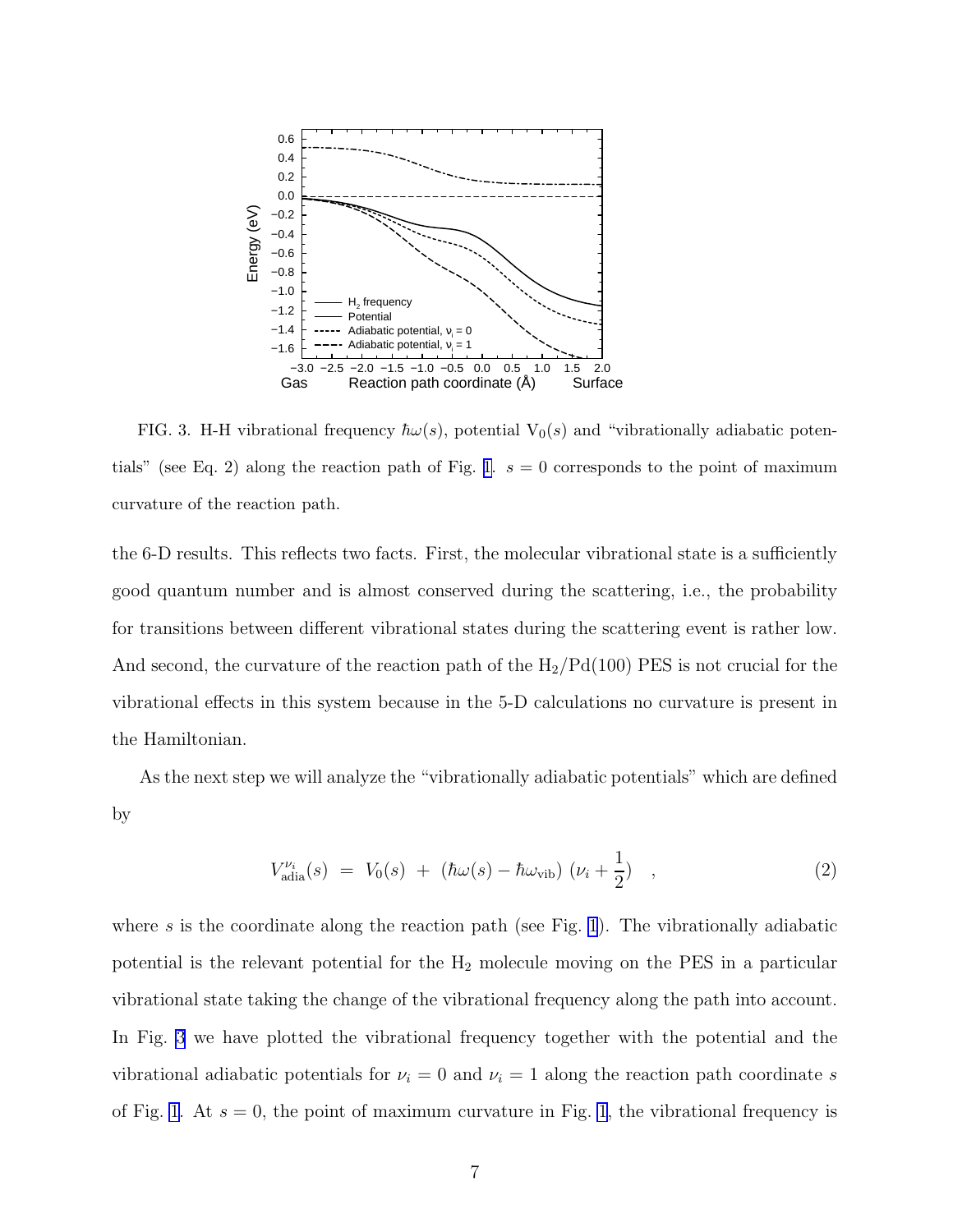FIG. 3. H-H vibrational frequency $\hbar\omega(s)$, potential $V_0(s)$ and "vibrationally adiabatic potentials" (see Eq. 2) along the reaction path of Fig. 1. $s = 0$ corresponds to the point of maximum curvature of the reaction path.

the 6-D results. This reflects two facts. First, the molecular vibrational state is a sufficiently good quantum number and is almost conserved during the scattering, i.e., the probability for transitions between different vibrational states during the scattering event is rather low. And second, the curvature of the reaction path of the $H_2$/Pd(100) PES is not crucial for the vibrational effects in this system because in the 5-D calculations no curvature is present in the Hamiltonian.

As the next step we will analyze the "vibrationally adiabatic potentials" which are defined by

$$V_{\text{adia}}^{\nu_i}(s) \;=\; V_0(s) \;+\; (\hbar\omega(s) - \hbar\omega_{\text{vib}})\;(\nu_i + \frac{1}{2}) \quad , \tag{2}$$

where $s$ is the coordinate along the reaction path (see Fig. 1). The vibrationally adiabatic potential is the relevant potential for the $H_2$ molecule moving on the PES in a particular vibrational state taking the change of the vibrational frequency along the path into account. In Fig. 3 we have plotted the vibrational frequency together with the potential and the vibrational adiabatic potentials for $\nu_i = 0$ and $\nu_i = 1$ along the reaction path coordinate $s$ of Fig. 1. At $s = 0$, the point of maximum curvature in Fig. 1, the vibrational frequency is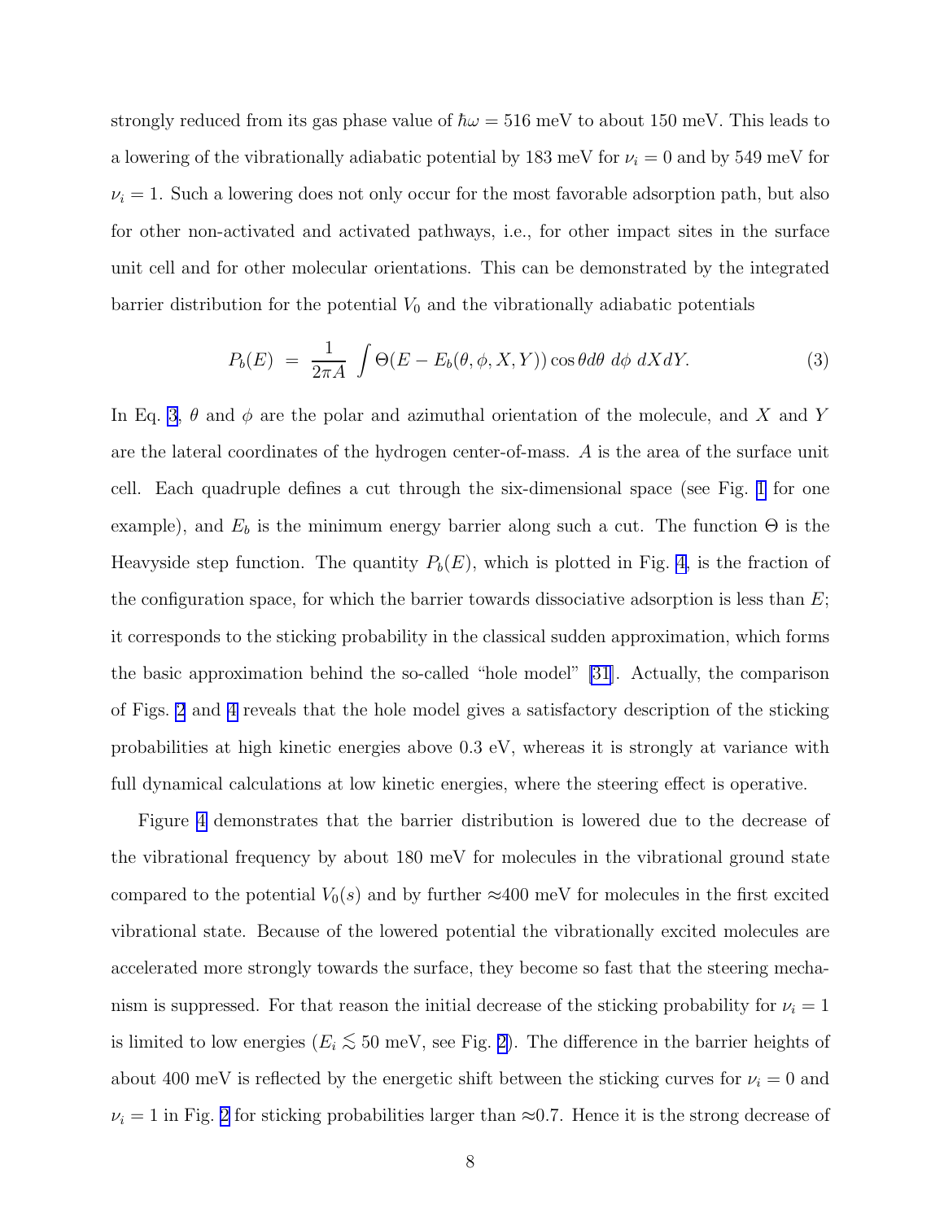strongly reduced from its gas phase value of $\hbar\omega = 516$ meV to about 150 meV. This leads to a lowering of the vibrationally adiabatic potential by 183 meV for $\nu_i = 0$ and by 549 meV for $\nu_i = 1$. Such a lowering does not only occur for the most favorable adsorption path, but also for other non-activated and activated pathways, i.e., for other impact sites in the surface unit cell and for other molecular orientations. This can be demonstrated by the integrated barrier distribution for the potential $V_0$ and the vibrationally adiabatic potentials

$$P_b(E) \;=\; \frac{1}{2\pi A} \int \Theta(E - E_b(\theta, \phi, X, Y)) \cos\theta d\theta \; d\phi \; dX dY. \tag{3}$$

In Eq. 3, $\theta$ and $\phi$ are the polar and azimuthal orientation of the molecule, and $X$ and $Y$ are the lateral coordinates of the hydrogen center-of-mass. $A$ is the area of the surface unit cell. Each quadruple defines a cut through the six-dimensional space (see Fig. 1 for one example), and $E_b$ is the minimum energy barrier along such a cut. The function $\Theta$ is the Heavyside step function. The quantity $P_b(E)$, which is plotted in Fig. 4, is the fraction of the configuration space, for which the barrier towards dissociative adsorption is less than $E$; it corresponds to the sticking probability in the classical sudden approximation, which forms the basic approximation behind the so-called "hole model" [31]. Actually, the comparison of Figs. 2 and 4 reveals that the hole model gives a satisfactory description of the sticking probabilities at high kinetic energies above 0.3 eV, whereas it is strongly at variance with full dynamical calculations at low kinetic energies, where the steering effect is operative.

Figure 4 demonstrates that the barrier distribution is lowered due to the decrease of the vibrational frequency by about 180 meV for molecules in the vibrational ground state compared to the potential $V_0(s)$ and by further $\approx$400 meV for molecules in the first excited vibrational state. Because of the lowered potential the vibrationally excited molecules are accelerated more strongly towards the surface, they become so fast that the steering mechanism is suppressed. For that reason the initial decrease of the sticking probability for $\nu_i = 1$ is limited to low energies ($E_i \lesssim 50$ meV, see Fig. 2). The difference in the barrier heights of about 400 meV is reflected by the energetic shift between the sticking curves for $\nu_i = 0$ and $\nu_i = 1$ in Fig. 2 for sticking probabilities larger than $\approx$0.7. Hence it is the strong decrease of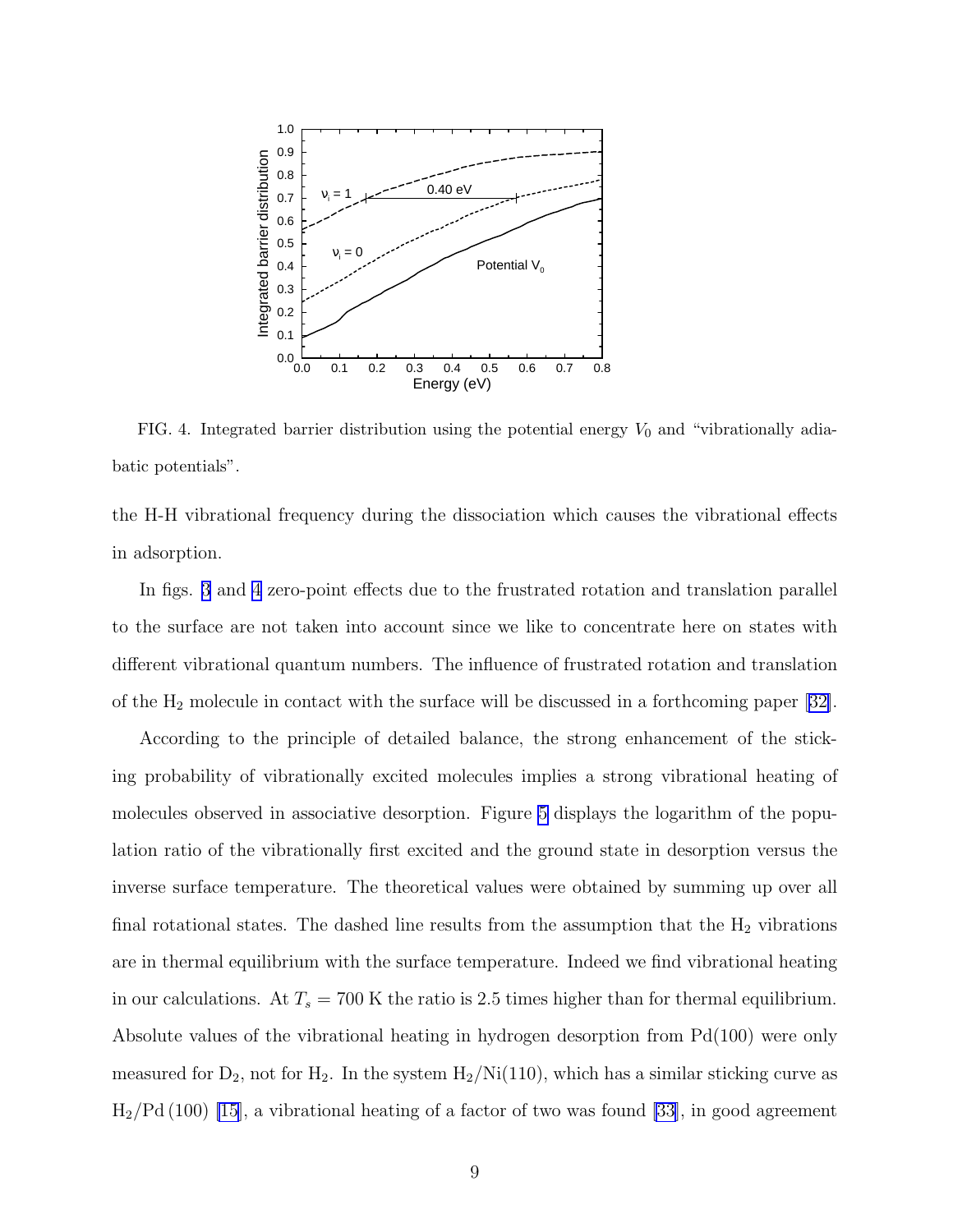FIG. 4. Integrated barrier distribution using the potential energy $V_0$ and "vibrationally adiabatic potentials".

the H-H vibrational frequency during the dissociation which causes the vibrational effects in adsorption.

In figs. 3 and 4 zero-point effects due to the frustrated rotation and translation parallel to the surface are not taken into account since we like to concentrate here on states with different vibrational quantum numbers. The influence of frustrated rotation and translation of the $H_2$ molecule in contact with the surface will be discussed in a forthcoming paper [32].

According to the principle of detailed balance, the strong enhancement of the sticking probability of vibrationally excited molecules implies a strong vibrational heating of molecules observed in associative desorption. Figure 5 displays the logarithm of the population ratio of the vibrationally first excited and the ground state in desorption versus the inverse surface temperature. The theoretical values were obtained by summing up over all final rotational states. The dashed line results from the assumption that the $H_2$ vibrations are in thermal equilibrium with the surface temperature. Indeed we find vibrational heating in our calculations. At $T_s = 700$ K the ratio is 2.5 times higher than for thermal equilibrium. Absolute values of the vibrational heating in hydrogen desorption from Pd(100) were only measured for $D_2$, not for $H_2$. In the system $H_2$/Ni(110), which has a similar sticking curve as $H_2$/Pd (100) [15], a vibrational heating of a factor of two was found [33], in good agreement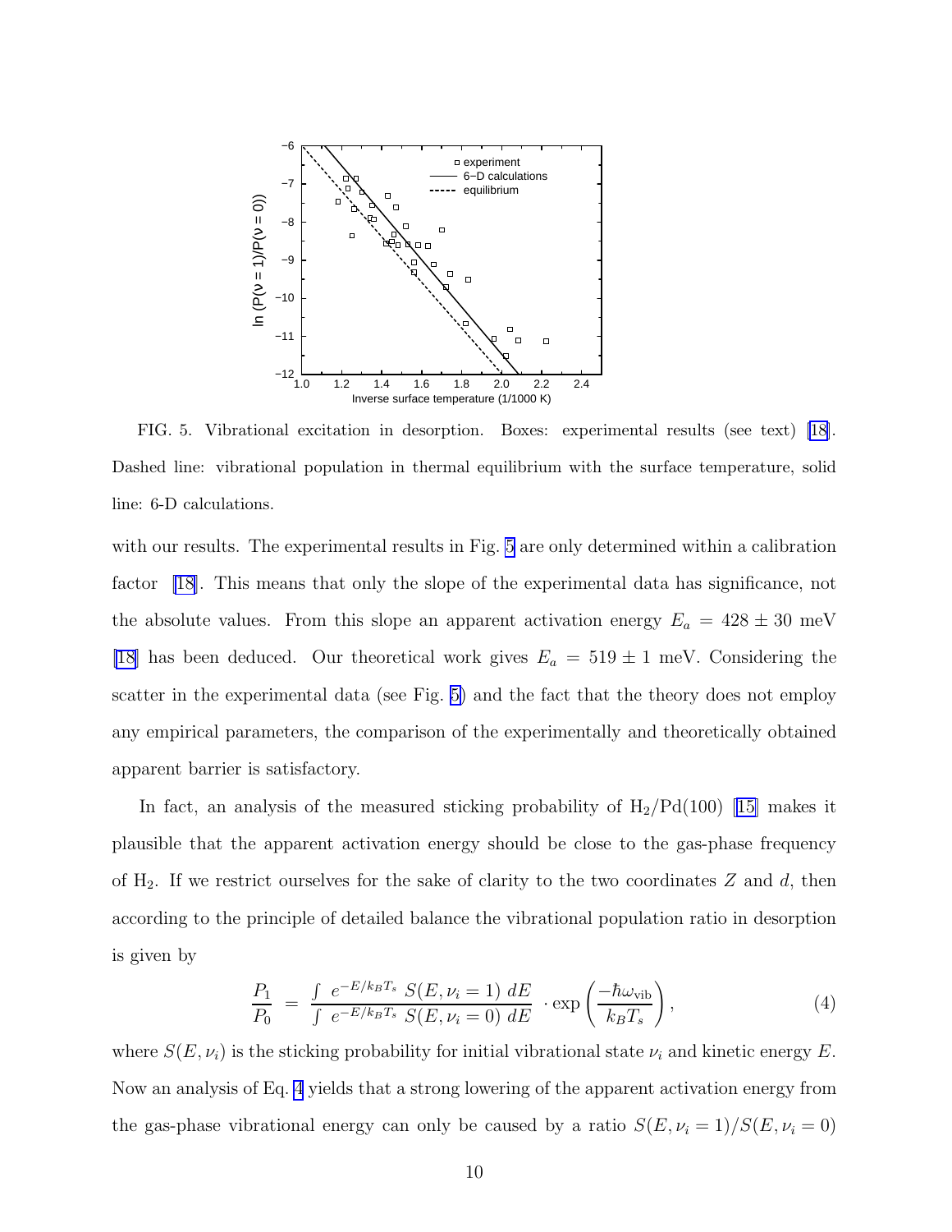FIG. 5. Vibrational excitation in desorption. Boxes: experimental results (see text) [18]. Dashed line: vibrational population in thermal equilibrium with the surface temperature, solid line: 6-D calculations.

with our results. The experimental results in Fig. 5 are only determined within a calibration factor [18]. This means that only the slope of the experimental data has significance, not the absolute values. From this slope an apparent activation energy $E_a = 428 \pm 30$ meV [18] has been deduced. Our theoretical work gives $E_a = 519 \pm 1$ meV. Considering the scatter in the experimental data (see Fig. 5) and the fact that the theory does not employ any empirical parameters, the comparison of the experimentally and theoretically obtained apparent barrier is satisfactory.

In fact, an analysis of the measured sticking probability of $H_2$/Pd(100) [15] makes it plausible that the apparent activation energy should be close to the gas-phase frequency of $H_2$. If we restrict ourselves for the sake of clarity to the two coordinates $Z$ and $d$, then according to the principle of detailed balance the vibrational population ratio in desorption is given by

$$\frac{P_1}{P_0} \;=\; \frac{\int \; e^{-E/k_B T_s} \; S(E, \nu_i = 1) \; dE}{\int \; e^{-E/k_B T_s} \; S(E, \nu_i = 0) \; dE} \;\cdot \exp\left(\frac{-\hbar\omega_{\rm vib}}{k_B T_s}\right), \tag{4}$$

where $S(E, \nu_i)$ is the sticking probability for initial vibrational state $\nu_i$ and kinetic energy $E$. Now an analysis of Eq. 4 yields that a strong lowering of the apparent activation energy from the gas-phase vibrational energy can only be caused by a ratio $S(E, \nu_i = 1)/S(E, \nu_i = 0)$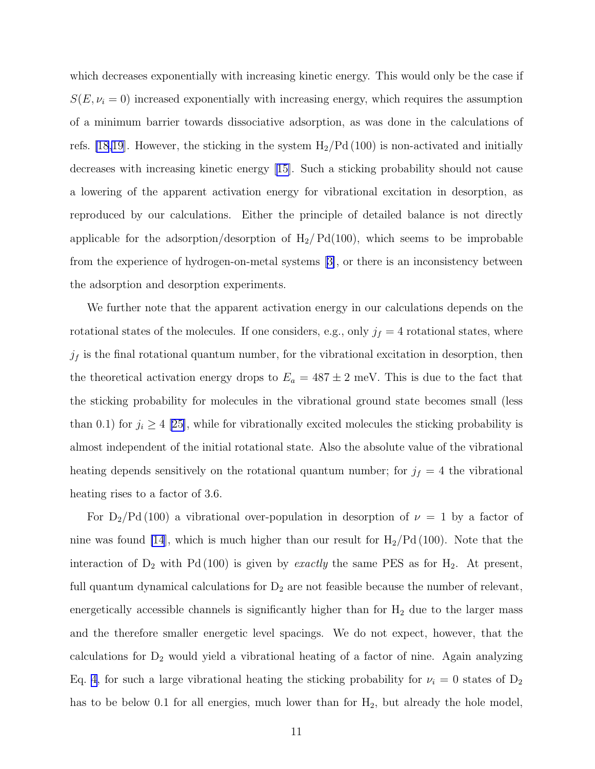which decreases exponentially with increasing kinetic energy. This would only be the case if $S(E, \nu_i = 0)$ increased exponentially with increasing energy, which requires the assumption of a minimum barrier towards dissociative adsorption, as was done in the calculations of refs. [18,19]. However, the sticking in the system $H_2$/Pd (100) is non-activated and initially decreases with increasing kinetic energy [15]. Such a sticking probability should not cause a lowering of the apparent activation energy for vibrational excitation in desorption, as reproduced by our calculations. Either the principle of detailed balance is not directly applicable for the adsorption/desorption of $H_2$/ Pd(100), which seems to be improbable from the experience of hydrogen-on-metal systems [3], or there is an inconsistency between the adsorption and desorption experiments.

We further note that the apparent activation energy in our calculations depends on the rotational states of the molecules. If one considers, e.g., only $j_f = 4$ rotational states, where $j_f$ is the final rotational quantum number, for the vibrational excitation in desorption, then the theoretical activation energy drops to $E_a = 487 \pm 2$ meV. This is due to the fact that the sticking probability for molecules in the vibrational ground state becomes small (less than 0.1) for $j_i \geq 4$ [25], while for vibrationally excited molecules the sticking probability is almost independent of the initial rotational state. Also the absolute value of the vibrational heating depends sensitively on the rotational quantum number; for $j_f = 4$ the vibrational heating rises to a factor of 3.6.

For $D_2$/Pd (100) a vibrational over-population in desorption of $\nu = 1$ by a factor of nine was found [14], which is much higher than our result for $H_2$/Pd (100). Note that the interaction of $D_2$ with Pd (100) is given by *exactly* the same PES as for $H_2$. At present, full quantum dynamical calculations for $D_2$ are not feasible because the number of relevant, energetically accessible channels is significantly higher than for $H_2$ due to the larger mass and the therefore smaller energetic level spacings. We do not expect, however, that the calculations for $D_2$ would yield a vibrational heating of a factor of nine. Again analyzing Eq. 4, for such a large vibrational heating the sticking probability for $\nu_i = 0$ states of $D_2$ has to be below 0.1 for all energies, much lower than for $H_2$, but already the hole model,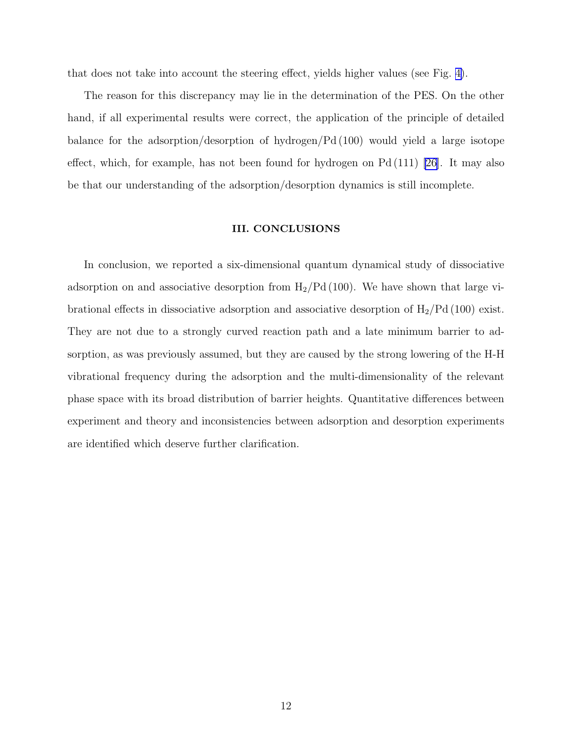that does not take into account the steering effect, yields higher values (see Fig. 4).

The reason for this discrepancy may lie in the determination of the PES. On the other hand, if all experimental results were correct, the application of the principle of detailed balance for the adsorption/desorption of hydrogen/Pd (100) would yield a large isotope effect, which, for example, has not been found for hydrogen on Pd (111) [26]. It may also be that our understanding of the adsorption/desorption dynamics is still incomplete.

## III. CONCLUSIONS

In conclusion, we reported a six-dimensional quantum dynamical study of dissociative adsorption on and associative desorption from $H_2$/Pd (100). We have shown that large vibrational effects in dissociative adsorption and associative desorption of $H_2$/Pd (100) exist. They are not due to a strongly curved reaction path and a late minimum barrier to adsorption, as was previously assumed, but they are caused by the strong lowering of the H-H vibrational frequency during the adsorption and the multi-dimensionality of the relevant phase space with its broad distribution of barrier heights. Quantitative differences between experiment and theory and inconsistencies between adsorption and desorption experiments are identified which deserve further clarification.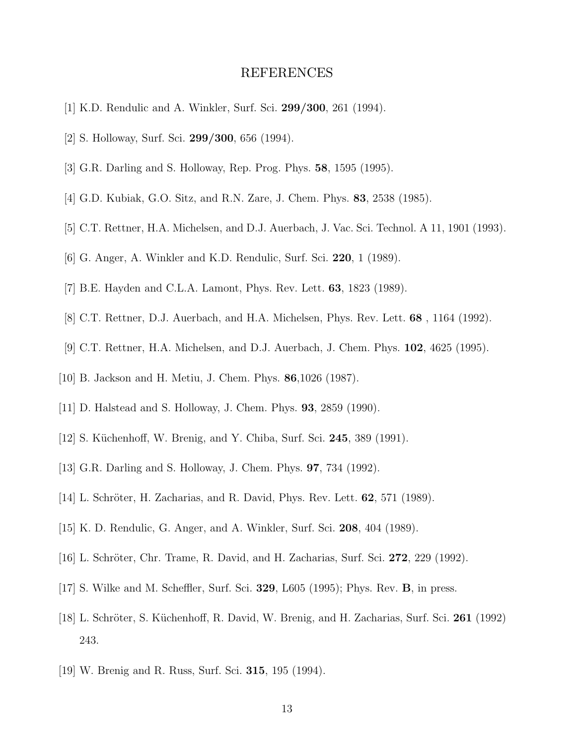# REFERENCES

[1] K.D. Rendulic and A. Winkler, Surf. Sci. **299/300**, 261 (1994).

[2] S. Holloway, Surf. Sci. **299/300**, 656 (1994).

[3] G.R. Darling and S. Holloway, Rep. Prog. Phys. **58**, 1595 (1995).

[4] G.D. Kubiak, G.O. Sitz, and R.N. Zare, J. Chem. Phys. **83**, 2538 (1985).

[5] C.T. Rettner, H.A. Michelsen, and D.J. Auerbach, J. Vac. Sci. Technol. A 11, 1901 (1993).

[6] G. Anger, A. Winkler and K.D. Rendulic, Surf. Sci. **220**, 1 (1989).

[7] B.E. Hayden and C.L.A. Lamont, Phys. Rev. Lett. **63**, 1823 (1989).

[8] C.T. Rettner, D.J. Auerbach, and H.A. Michelsen, Phys. Rev. Lett. **68** , 1164 (1992).

[9] C.T. Rettner, H.A. Michelsen, and D.J. Auerbach, J. Chem. Phys. **102**, 4625 (1995).

[10] B. Jackson and H. Metiu, J. Chem. Phys. **86**,1026 (1987).

[11] D. Halstead and S. Holloway, J. Chem. Phys. **93**, 2859 (1990).

[12] S. Küchenhoff, W. Brenig, and Y. Chiba, Surf. Sci. **245**, 389 (1991).

[13] G.R. Darling and S. Holloway, J. Chem. Phys. **97**, 734 (1992).

[14] L. Schröter, H. Zacharias, and R. David, Phys. Rev. Lett. **62**, 571 (1989).

[15] K. D. Rendulic, G. Anger, and A. Winkler, Surf. Sci. **208**, 404 (1989).

[16] L. Schröter, Chr. Trame, R. David, and H. Zacharias, Surf. Sci. **272**, 229 (1992).

[17] S. Wilke and M. Scheffler, Surf. Sci. **329**, L605 (1995); Phys. Rev. **B**, in press.

[18] L. Schröter, S. Küchenhoff, R. David, W. Brenig, and H. Zacharias, Surf. Sci. **261** (1992) 243.

[19] W. Brenig and R. Russ, Surf. Sci. **315**, 195 (1994).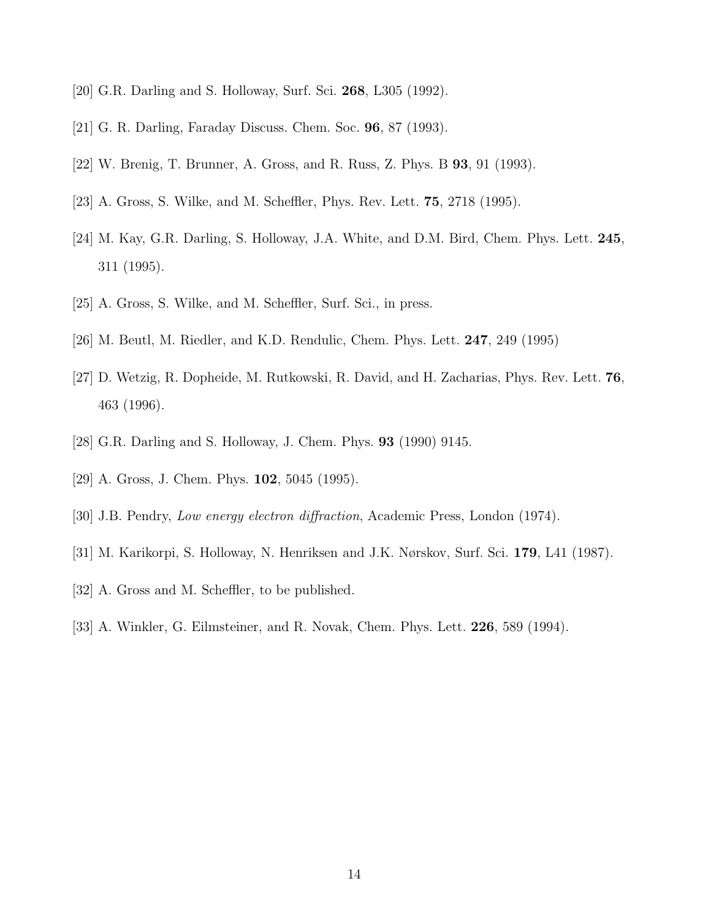[20] G.R. Darling and S. Holloway, Surf. Sci. **268**, L305 (1992).

[21] G. R. Darling, Faraday Discuss. Chem. Soc. **96**, 87 (1993).

[22] W. Brenig, T. Brunner, A. Gross, and R. Russ, Z. Phys. B **93**, 91 (1993).

[23] A. Gross, S. Wilke, and M. Scheffler, Phys. Rev. Lett. **75**, 2718 (1995).

[24] M. Kay, G.R. Darling, S. Holloway, J.A. White, and D.M. Bird, Chem. Phys. Lett. **245**, 311 (1995).

[25] A. Gross, S. Wilke, and M. Scheffler, Surf. Sci., in press.

[26] M. Beutl, M. Riedler, and K.D. Rendulic, Chem. Phys. Lett. **247**, 249 (1995)

[27] D. Wetzig, R. Dopheide, M. Rutkowski, R. David, and H. Zacharias, Phys. Rev. Lett. **76**, 463 (1996).

[28] G.R. Darling and S. Holloway, J. Chem. Phys. **93** (1990) 9145.

[29] A. Gross, J. Chem. Phys. **102**, 5045 (1995).

[30] J.B. Pendry, *Low energy electron diffraction*, Academic Press, London (1974).

[31] M. Karikorpi, S. Holloway, N. Henriksen and J.K. Nørskov, Surf. Sci. **179**, L41 (1987).

[32] A. Gross and M. Scheffler, to be published.

[33] A. Winkler, G. Eilmsteiner, and R. Novak, Chem. Phys. Lett. **226**, 589 (1994).